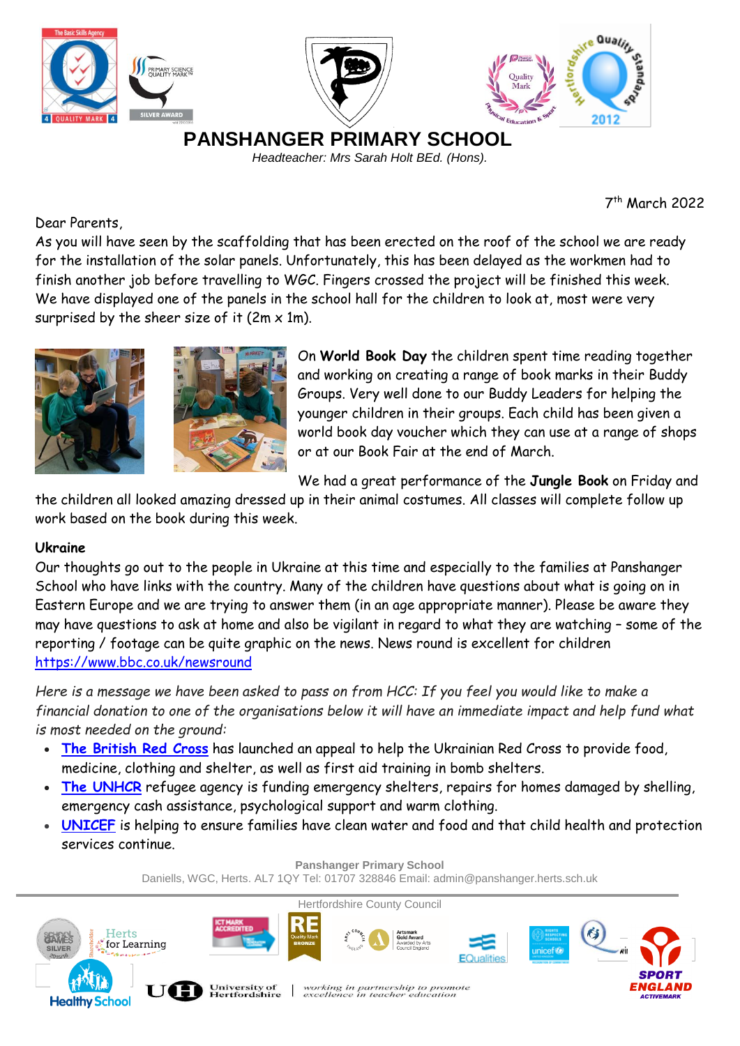# PANSHANGER PRIMARY SCHOOL

*Headteacher: Mrs Sarah Holt BEd. (Hons).*

7th March 2022

Dear Parents,

As you will have seen by the scaffolding that has been erected on the roof of the school we are ready for the installation of the solar panels. Unfortunately, this has been delayed as the workmen had to finish another job before travelling to WGC. Fingers crossed the project will be finished this week. We have displayed one of the panels in the school hall for the children to look at, most were very surprised by the sheer size of it (2m x 1m).

On **World Book Day** the children spent time reading together and working on creating a range of book marks in their Buddy Groups. Very well done to our Buddy Leaders for helping the younger children in their groups. Each child has been given a world book day voucher which they can use at a range of shops or at our Book Fair at the end of March.

We had a great performance of the **Jungle Book** on Friday and the children all looked amazing dressed up in their animal costumes. All classes will complete follow up work based on the book during this week.

**Ukraine**

Our thoughts go out to the people in Ukraine at this time and especially to the families at Panshanger School who have links with the country. Many of the children have questions about what is going on in Eastern Europe and we are trying to answer them (in an age appropriate manner). Please be aware they may have questions to ask at home and also be vigilant in regard to what they are watching – some of the reporting / footage can be quite graphic on the news. News round is excellent for children https://www.bbc.co.uk/newsround

*Here is a message we have been asked to pass on from HCC: If you feel you would like to make a financial donation to one of the organisations below it will have an immediate impact and help fund what is most needed on the ground:*

- The British Red Cross has launched an appeal to help the Ukrainian Red Cross to provide food, medicine, clothing and shelter, as well as first aid training in bomb shelters.
- The UNHCR refugee agency is funding emergency shelters, repairs for homes damaged by shelling, emergency cash assistance, psychological support and warm clothing.
- UNICEF is helping to ensure families have clean water and food and that child health and protection services continue.

**Panshanger Primary School**

Daniells, WGC, Herts. AL7 1QY Tel: 01707 328846 Email: admin@panshanger.herts.sch.uk

Hertfordshire County Council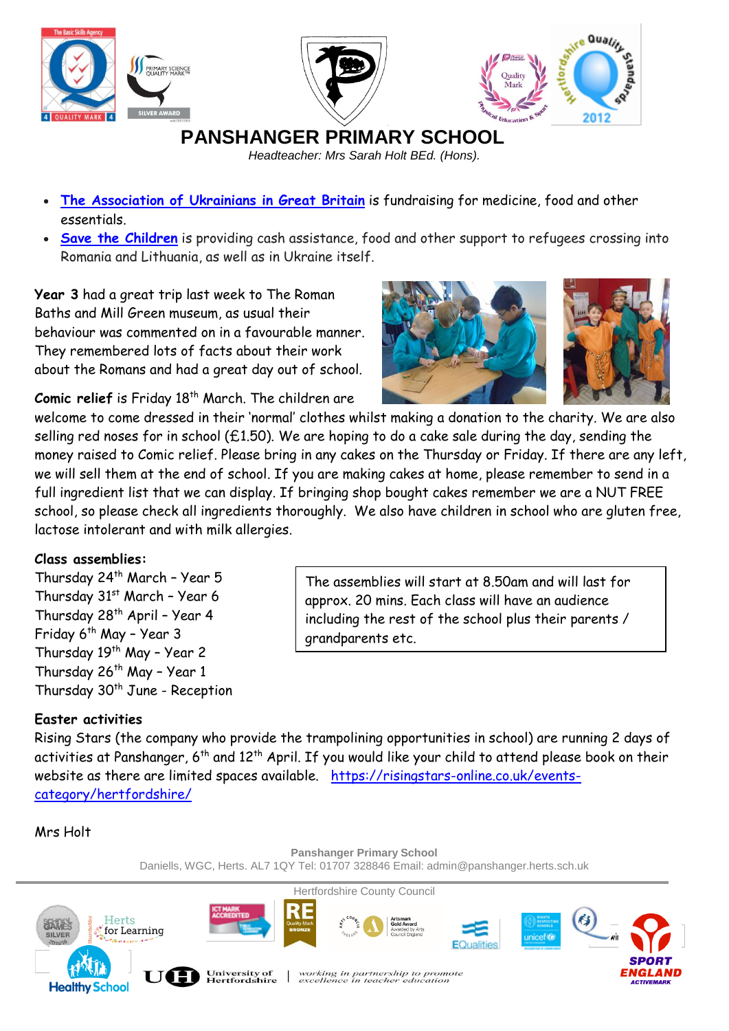# PANSHANGER PRIMARY SCHOOL

*Headteacher: Mrs Sarah Holt BEd. (Hons).*

- The Association of Ukrainians in Great Britain is fundraising for medicine, food and other essentials.
- Save the Children is providing cash assistance, food and other support to refugees crossing into Romania and Lithuania, as well as in Ukraine itself.

**Year 3** had a great trip last week to The Roman Baths and Mill Green museum, as usual their behaviour was commented on in a favourable manner. They remembered lots of facts about their work about the Romans and had a great day out of school.

**Comic relief** is Friday 18th March. The children are welcome to come dressed in their 'normal' clothes whilst making a donation to the charity. We are also selling red noses for in school (£1.50). We are hoping to do a cake sale during the day, sending the money raised to Comic relief. Please bring in any cakes on the Thursday or Friday. If there are any left, we will sell them at the end of school. If you are making cakes at home, please remember to send in a full ingredient list that we can display. If bringing shop bought cakes remember we are a NUT FREE school, so please check all ingredients thoroughly. We also have children in school who are gluten free, lactose intolerant and with milk allergies.

**Class assemblies:**

Thursday 24th March – Year 5
Thursday 31st March – Year 6
Thursday 28th April – Year 4
Friday 6th May – Year 3
Thursday 19th May – Year 2
Thursday 26th May – Year 1
Thursday 30th June - Reception

The assemblies will start at 8.50am and will last for approx. 20 mins. Each class will have an audience including the rest of the school plus their parents / grandparents etc.

**Easter activities**

Rising Stars (the company who provide the trampolining opportunities in school) are running 2 days of activities at Panshanger, 6th and 12th April. If you would like your child to attend please book on their website as there are limited spaces available. https://risingstars-online.co.uk/events-category/hertfordshire/

Mrs Holt

**Panshanger Primary School**
Daniells, WGC, Herts. AL7 1QY Tel: 01707 328846 Email: admin@panshanger.herts.sch.uk

Hertfordshire County Council